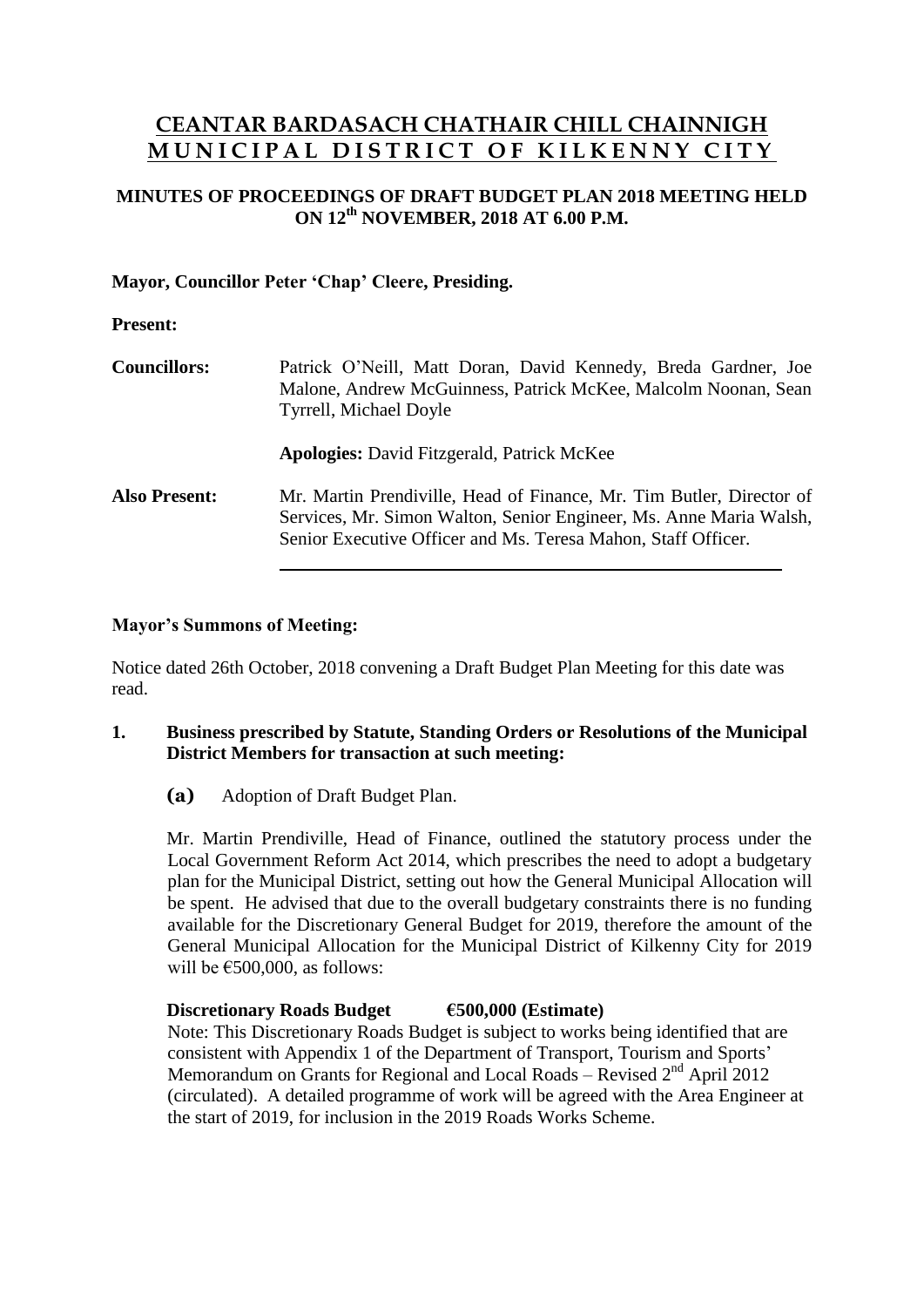# CEANTAR BARDASACH CHATHAIR CHILL CHAINNIGH
# MUNICIPAL DISTRICT OF KILKENNY CITY

## MINUTES OF PROCEEDINGS OF DRAFT BUDGET PLAN 2018 MEETING HELD ON 12th NOVEMBER, 2018 AT 6.00 P.M.

**Mayor, Councillor Peter 'Chap' Cleere, Presiding.**

**Present:**

**Councillors:** Patrick O'Neill, Matt Doran, David Kennedy, Breda Gardner, Joe Malone, Andrew McGuinness, Patrick McKee, Malcolm Noonan, Sean Tyrrell, Michael Doyle

**Apologies:** David Fitzgerald, Patrick McKee

**Also Present:** Mr. Martin Prendiville, Head of Finance, Mr. Tim Butler, Director of Services, Mr. Simon Walton, Senior Engineer, Ms. Anne Maria Walsh, Senior Executive Officer and Ms. Teresa Mahon, Staff Officer.

---

**Mayor's Summons of Meeting:**

Notice dated 26th October, 2018 convening a Draft Budget Plan Meeting for this date was read.

**1. Business prescribed by Statute, Standing Orders or Resolutions of the Municipal District Members for transaction at such meeting:**

**(a)** Adoption of Draft Budget Plan.

Mr. Martin Prendiville, Head of Finance, outlined the statutory process under the Local Government Reform Act 2014, which prescribes the need to adopt a budgetary plan for the Municipal District, setting out how the General Municipal Allocation will be spent. He advised that due to the overall budgetary constraints there is no funding available for the Discretionary General Budget for 2019, therefore the amount of the General Municipal Allocation for the Municipal District of Kilkenny City for 2019 will be €500,000, as follows:

**Discretionary Roads Budget €500,000 (Estimate)**

Note: This Discretionary Roads Budget is subject to works being identified that are consistent with Appendix 1 of the Department of Transport, Tourism and Sports' Memorandum on Grants for Regional and Local Roads – Revised 2nd April 2012 (circulated). A detailed programme of work will be agreed with the Area Engineer at the start of 2019, for inclusion in the 2019 Roads Works Scheme.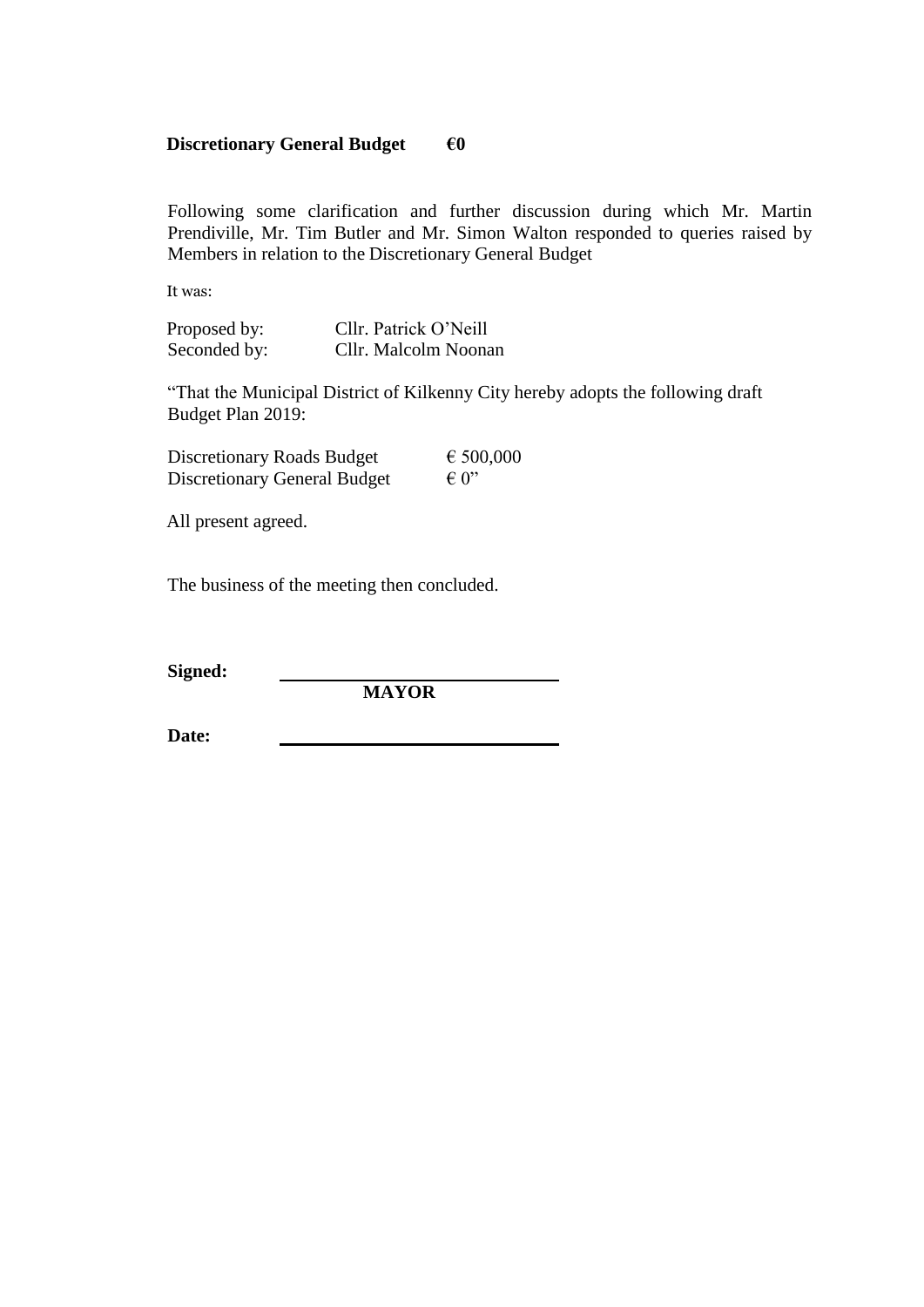**Discretionary General Budget €0**

Following some clarification and further discussion during which Mr. Martin Prendiville, Mr. Tim Butler and Mr. Simon Walton responded to queries raised by Members in relation to the Discretionary General Budget

It was:

| | |
|---|---|
| Proposed by: | Cllr. Patrick O'Neill |
| Seconded by: | Cllr. Malcolm Noonan |

"That the Municipal District of Kilkenny City hereby adopts the following draft Budget Plan 2019:

| | |
|---|---|
| Discretionary Roads Budget | € 500,000 |
| Discretionary General Budget | € 0" |

All present agreed.

The business of the meeting then concluded.

**Signed:** ______________________________

**MAYOR**

**Date:** ______________________________